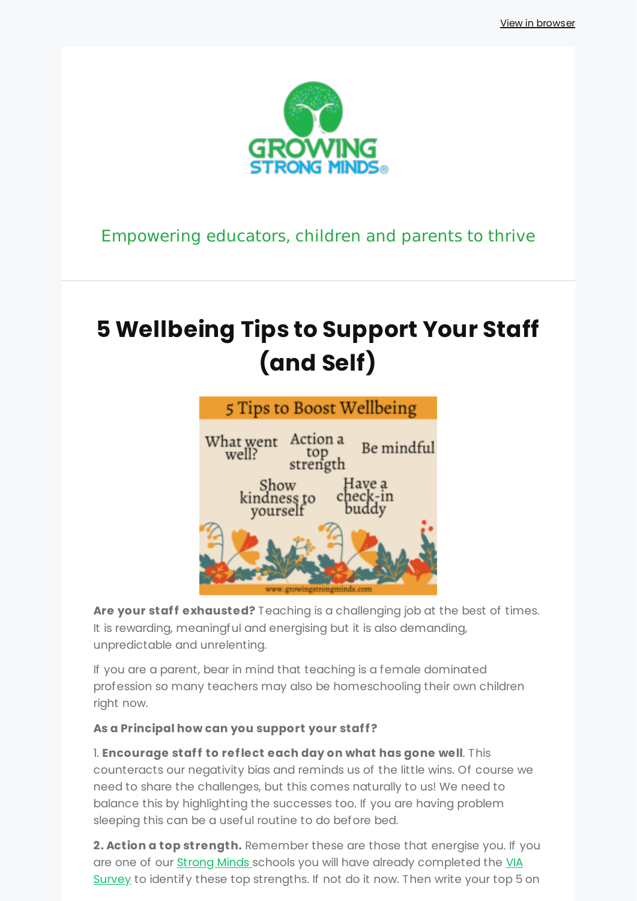View in browser

Empowering educators, children and parents to thrive

# 5 Wellbeing Tips to Support Your Staff (and Self)

**Are your staff exhausted?** Teaching is a challenging job at the best of times. It is rewarding, meaningful and energising but it is also demanding, unpredictable and unrelenting.

If you are a parent, bear in mind that teaching is a female dominated profession so many teachers may also be homeschooling their own children right now.

**As a Principal how can you support your staff?**

1. **Encourage staff to reflect each day on what has gone well**. This counteracts our negativity bias and reminds us of the little wins. Of course we need to share the challenges, but this comes naturally to us! We need to balance this by highlighting the successes too. If you are having problem sleeping this can be a useful routine to do before bed.

**2. Action a top strength.** Remember these are those that energise you. If you are one of our Strong Minds schools you will have already completed the VIA Survey to identify these top strengths. If not do it now. Then write your top 5 on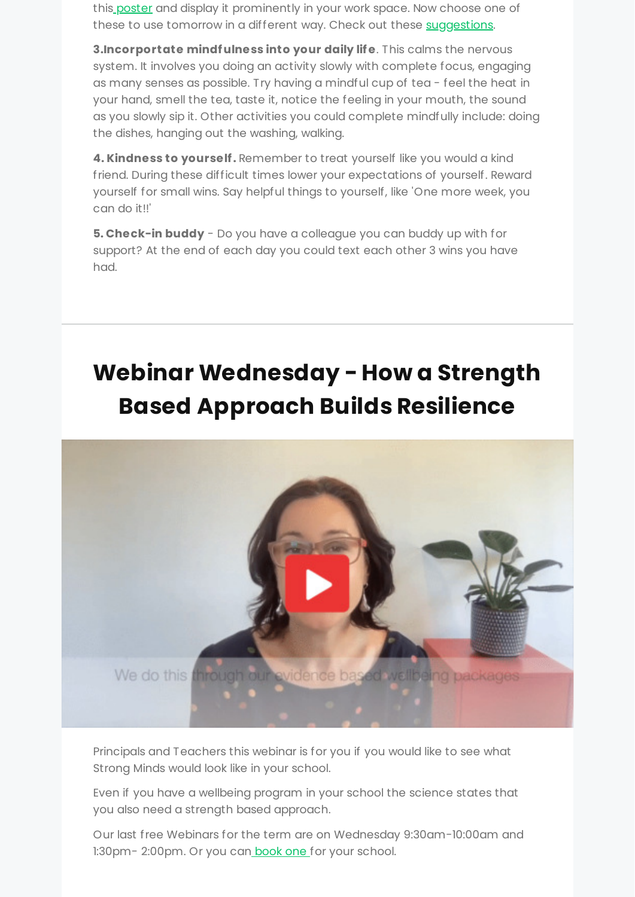this poster and display it prominently in your work space. Now choose one of these to use tomorrow in a different way. Check out these suggestions.

**3.Incorportate mindfulness into your daily life**. This calms the nervous system. It involves you doing an activity slowly with complete focus, engaging as many senses as possible. Try having a mindful cup of tea - feel the heat in your hand, smell the tea, taste it, notice the feeling in your mouth, the sound as you slowly sip it. Other activities you could complete mindfully include: doing the dishes, hanging out the washing, walking.

**4. Kindness to yourself.** Remember to treat yourself like you would a kind friend. During these difficult times lower your expectations of yourself. Reward yourself for small wins. Say helpful things to yourself, like 'One more week, you can do it!!'

**5. Check-in buddy** - Do you have a colleague you can buddy up with for support? At the end of each day you could text each other 3 wins you have had.

# Webinar Wednesday - How a Strength Based Approach Builds Resilience

Principals and Teachers this webinar is for you if you would like to see what Strong Minds would look like in your school.

Even if you have a wellbeing program in your school the science states that you also need a strength based approach.

Our last free Webinars for the term are on Wednesday 9:30am-10:00am and 1:30pm- 2:00pm. Or you can book one for your school.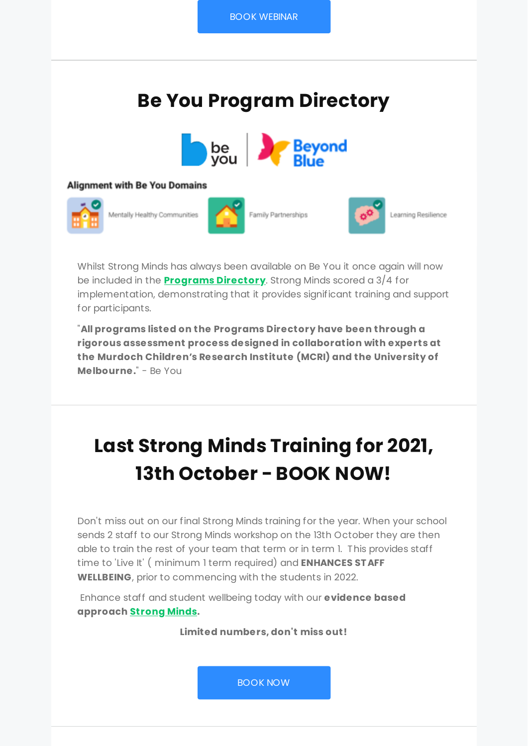BOOK WEBINAR

## Be You Program Directory

be you | Beyond Blue

**Alignment with Be You Domains**

Mentally Healthy Communities

Family Partnerships

Learning Resilience

Whilst Strong Minds has always been available on Be You it once again will now be included in the **Programs Directory**. Strong Minds scored a 3/4 for implementation, demonstrating that it provides significant training and support for participants.

"**All programs listed on the Programs Directory have been through a rigorous assessment process designed in collaboration with experts at the Murdoch Children's Research Institute (MCRI) and the University of Melbourne.**" - Be You

## Last Strong Minds Training for 2021, 13th October - BOOK NOW!

Don't miss out on our final Strong Minds training for the year. When your school sends 2 staff to our Strong Minds workshop on the 13th October they are then able to train the rest of your team that term or in term 1. This provides staff time to 'Live It' ( minimum 1 term required) and **ENHANCES STAFF WELLBEING**, prior to commencing with the students in 2022.

Enhance staff and student wellbeing today with our **evidence based approach Strong Minds.**

**Limited numbers, don't miss out!**

BOOK NOW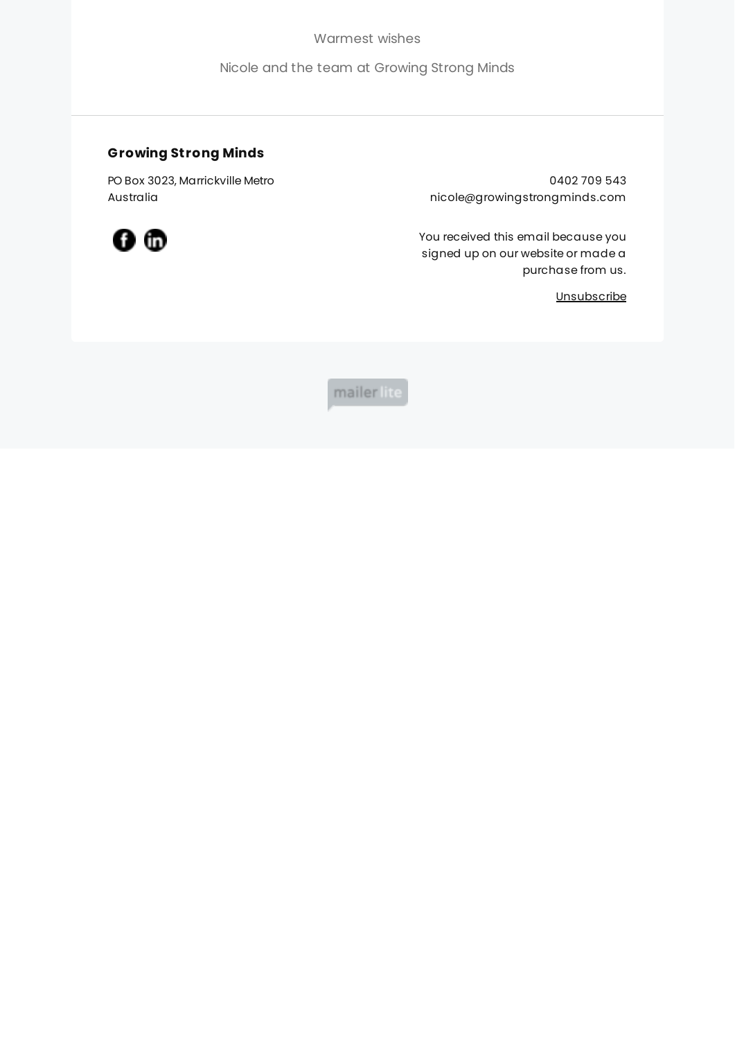Warmest wishes

Nicole and the team at Growing Strong Minds

**Growing Strong Minds**

PO Box 3023, Marrickville Metro
Australia

0402 709 543
nicole@growingstrongminds.com

You received this email because you signed up on our website or made a purchase from us.

Unsubscribe